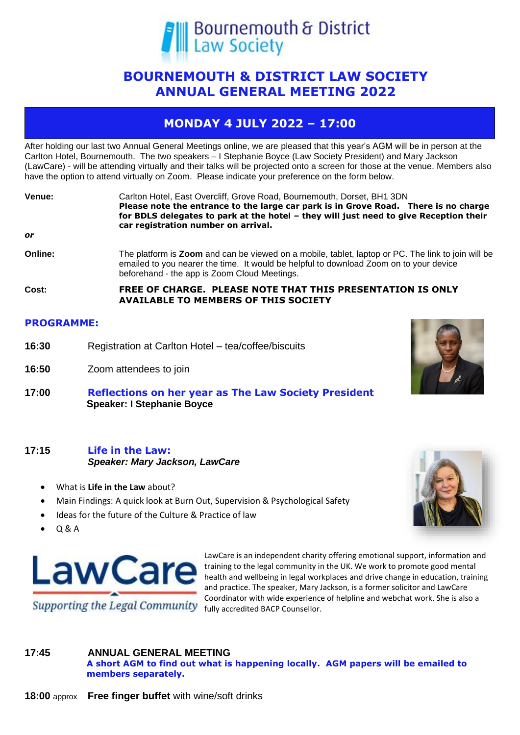Bournemouth & District Law Society

# BOURNEMOUTH & DISTRICT LAW SOCIETY ANNUAL GENERAL MEETING 2022

## MONDAY 4 JULY 2022 – 17:00

After holding our last two Annual General Meetings online, we are pleased that this year's AGM will be in person at the Carlton Hotel, Bournemouth. The two speakers – I Stephanie Boyce (Law Society President) and Mary Jackson (LawCare) - will be attending virtually and their talks will be projected onto a screen for those at the venue. Members also have the option to attend virtually on Zoom. Please indicate your preference on the form below.

**Venue:** Carlton Hotel, East Overcliff, Grove Road, Bournemouth, Dorset, BH1 3DN
**Please note the entrance to the large car park is in Grove Road. There is no charge for BDLS delegates to park at the hotel – they will just need to give Reception their car registration number on arrival.**

***or***

**Online:** The platform is **Zoom** and can be viewed on a mobile, tablet, laptop or PC. The link to join will be emailed to you nearer the time. It would be helpful to download Zoom on to your device beforehand - the app is Zoom Cloud Meetings.

**Cost:** **FREE OF CHARGE. PLEASE NOTE THAT THIS PRESENTATION IS ONLY AVAILABLE TO MEMBERS OF THIS SOCIETY**

### PROGRAMME:

**16:30** Registration at Carlton Hotel – tea/coffee/biscuits

**16:50** Zoom attendees to join

**17:00** **Reflections on her year as The Law Society President**
**Speaker: I Stephanie Boyce**

**17:15** **Life in the Law:**
***Speaker: Mary Jackson, LawCare***

- What is **Life in the Law** about?
- Main Findings: A quick look at Burn Out, Supervision & Psychological Safety
- Ideas for the future of the Culture & Practice of law
- Q & A

LawCare
*Supporting the Legal Community*

LawCare is an independent charity offering emotional support, information and training to the legal community in the UK. We work to promote good mental health and wellbeing in legal workplaces and drive change in education, training and practice. The speaker, Mary Jackson, is a former solicitor and LawCare Coordinator with wide experience of helpline and webchat work. She is also a fully accredited BACP Counsellor.

**17:45** **ANNUAL GENERAL MEETING**
**A short AGM to find out what is happening locally. AGM papers will be emailed to members separately.**

**18:00** approx **Free finger buffet** with wine/soft drinks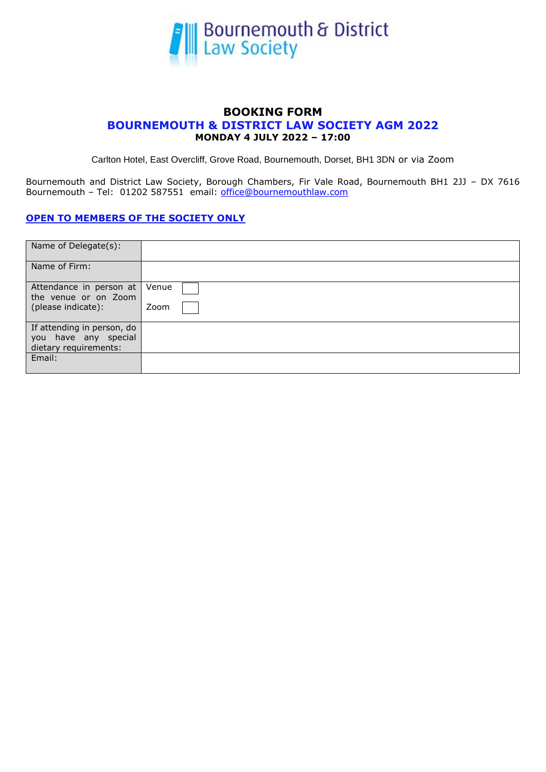Bournemouth & District Law Society

# BOOKING FORM

## BOURNEMOUTH & DISTRICT LAW SOCIETY AGM 2022

**MONDAY 4 JULY 2022 – 17:00**

Carlton Hotel, East Overcliff, Grove Road, Bournemouth, Dorset, BH1 3DN or via Zoom

Bournemouth and District Law Society, Borough Chambers, Fir Vale Road, Bournemouth BH1 2JJ – DX 7616 Bournemouth – Tel: 01202 587551 email: office@bournemouthlaw.com

**OPEN TO MEMBERS OF THE SOCIETY ONLY**

| | |
|---|---|
| Name of Delegate(s): | |
| Name of Firm: | |
| Attendance in person at the venue or on Zoom (please indicate): | Venue ☐<br>Zoom ☐ |
| If attending in person, do you have any special dietary requirements: | |
| Email: | |